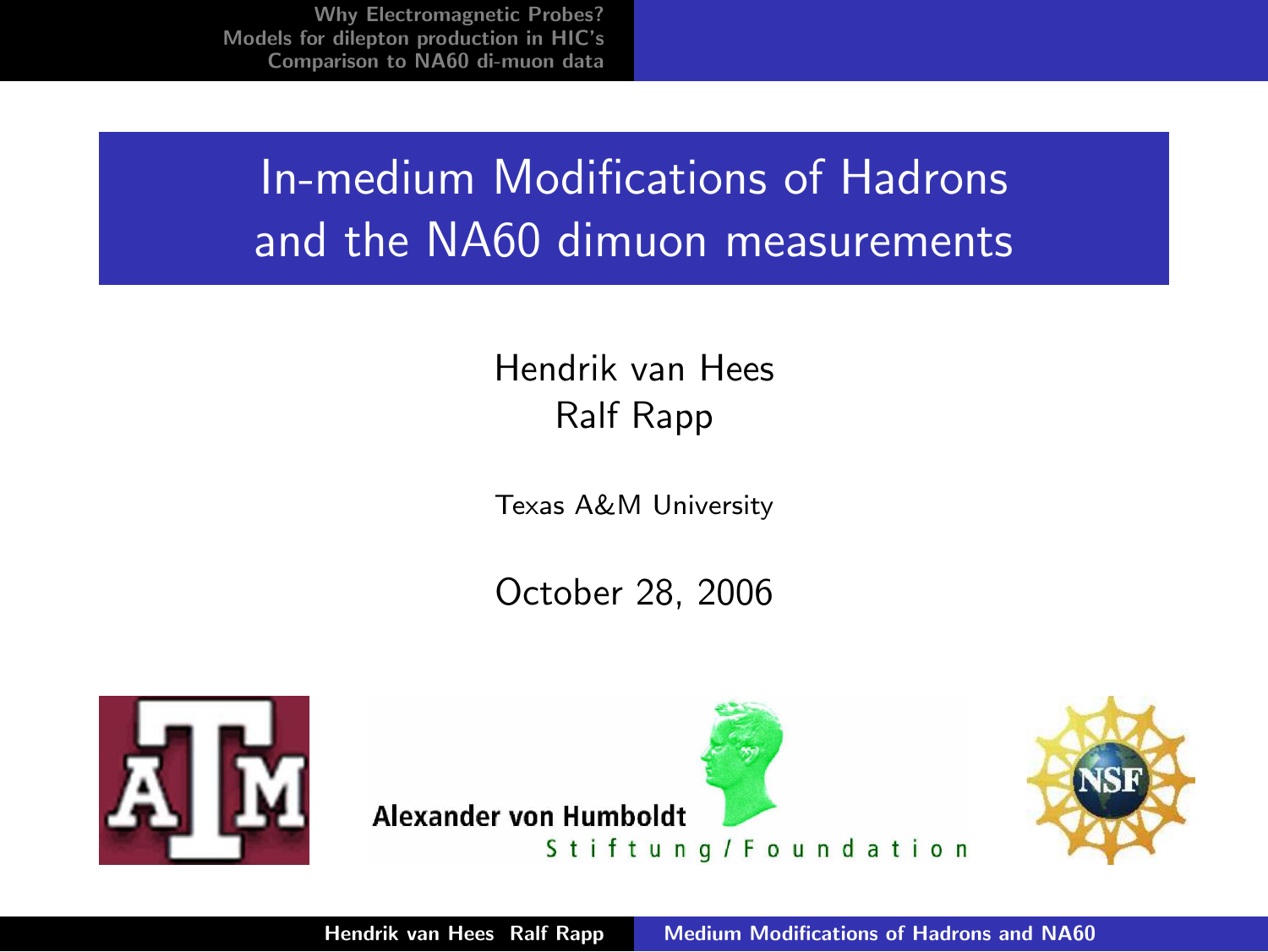# In-medium Modifications of Hadrons and the NA60 dimuon measurements

Hendrik van Hees
Ralf Rapp

Texas A&M University

October 28, 2006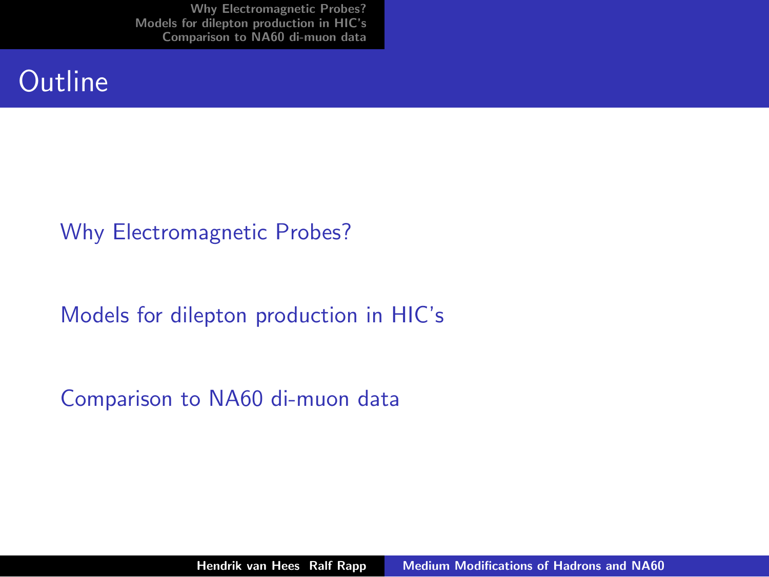# Outline

- Why Electromagnetic Probes?
- Models for dilepton production in HIC's
- Comparison to NA60 di-muon data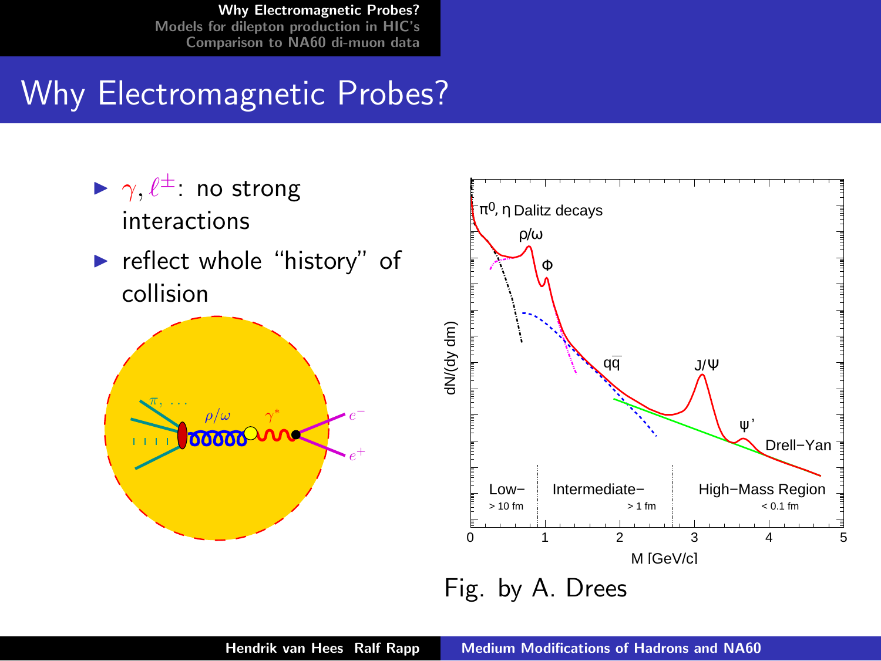# Why Electromagnetic Probes?

- $\gamma, \ell^{\pm}$: no strong interactions
- reflect whole "history" of collision

Fig. by A. Drees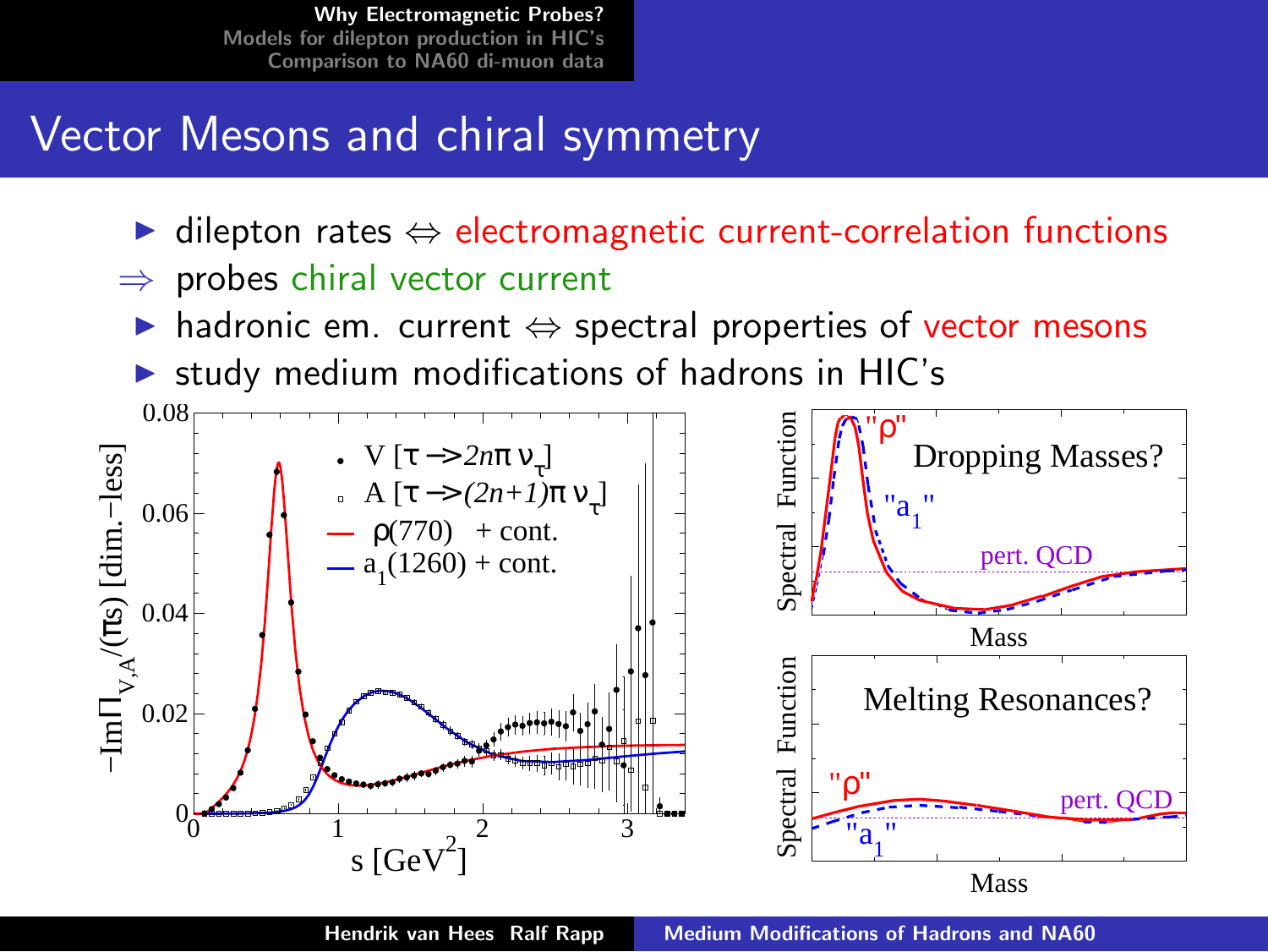# Vector Mesons and chiral symmetry

- dilepton rates ⇔ electromagnetic current-correlation functions

⇒ probes chiral vector current

- hadronic em. current ⇔ spectral properties of vector mesons
- study medium modifications of hadrons in HIC's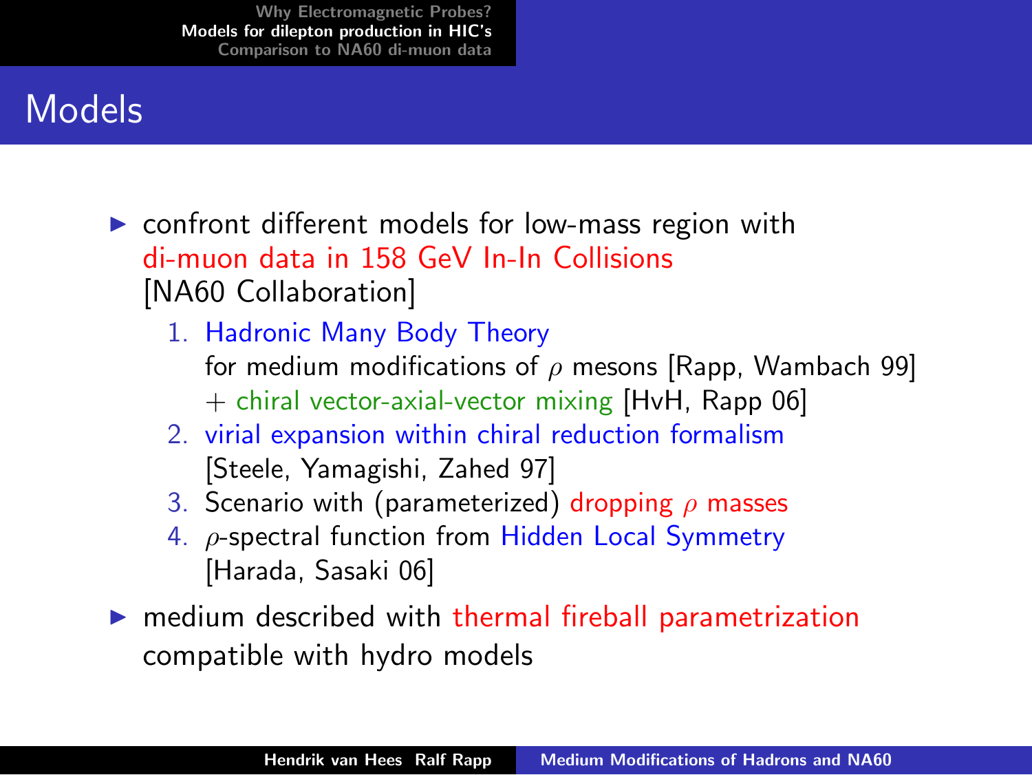# Models

- confront different models for low-mass region with di-muon data in 158 GeV In-In Collisions [NA60 Collaboration]
  1. Hadronic Many Body Theory for medium modifications of $\rho$ mesons [Rapp, Wambach 99] + chiral vector-axial-vector mixing [HvH, Rapp 06]
  2. virial expansion within chiral reduction formalism [Steele, Yamagishi, Zahed 97]
  3. Scenario with (parameterized) dropping $\rho$ masses
  4. $\rho$-spectral function from Hidden Local Symmetry [Harada, Sasaki 06]
- medium described with thermal fireball parametrization compatible with hydro models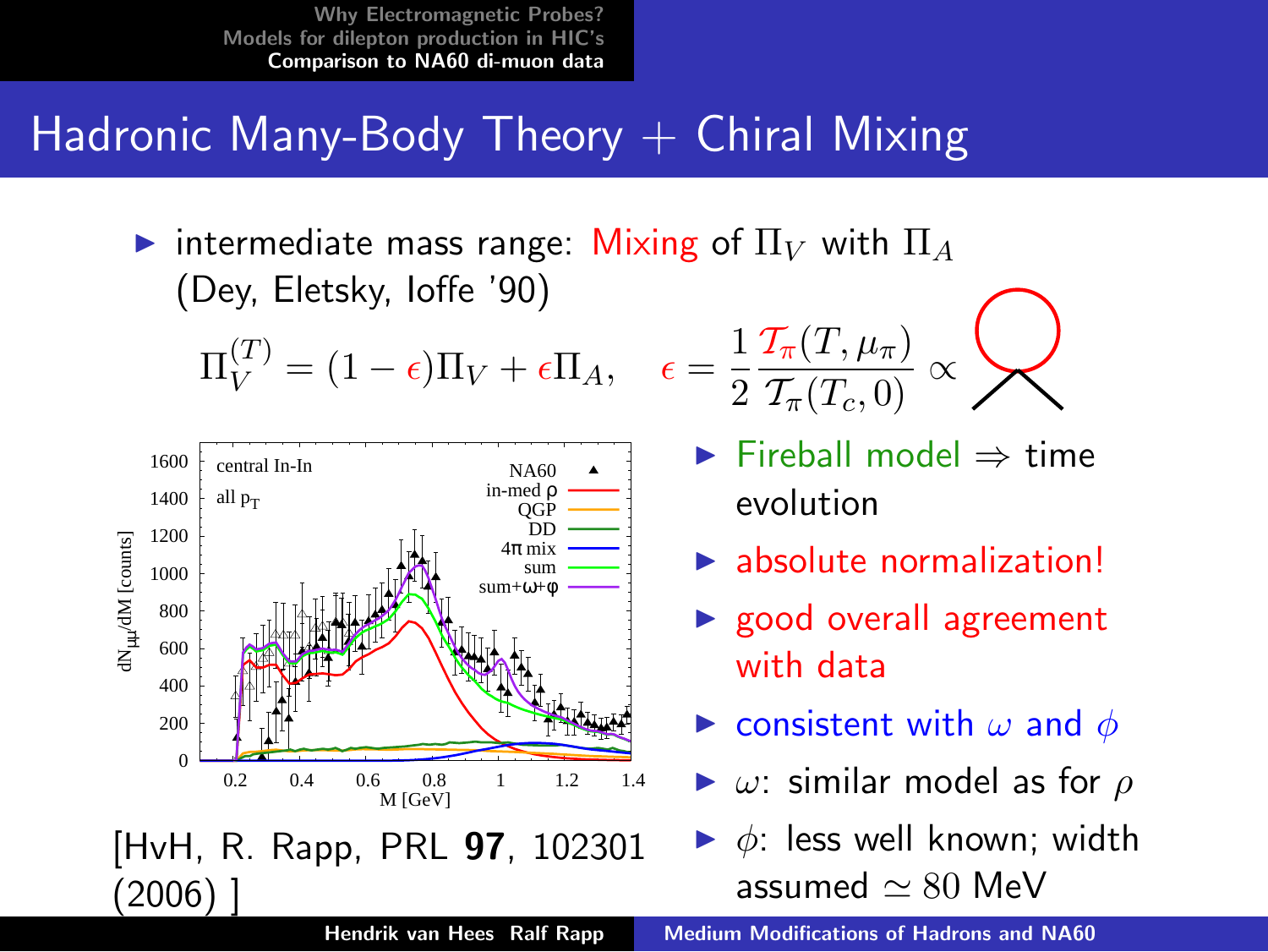# Hadronic Many-Body Theory + Chiral Mixing

- intermediate mass range: Mixing of $\Pi_V$ with $\Pi_A$ (Dey, Eletsky, Ioffe '90)

$$\Pi_V^{(T)} = (1-\epsilon)\Pi_V + \epsilon \Pi_A, \quad \epsilon = \frac{1}{2}\frac{\mathcal{T}_\pi(T,\mu_\pi)}{\mathcal{T}_\pi(T_c,0)} \propto$$

[HvH, R. Rapp, PRL **97**, 102301 (2006) ]

- Fireball model ⇒ time evolution
- absolute normalization!
- good overall agreement with data
- consistent with $\omega$ and $\phi$
- $\omega$: similar model as for $\rho$
- $\phi$: less well known; width assumed $\simeq 80$ MeV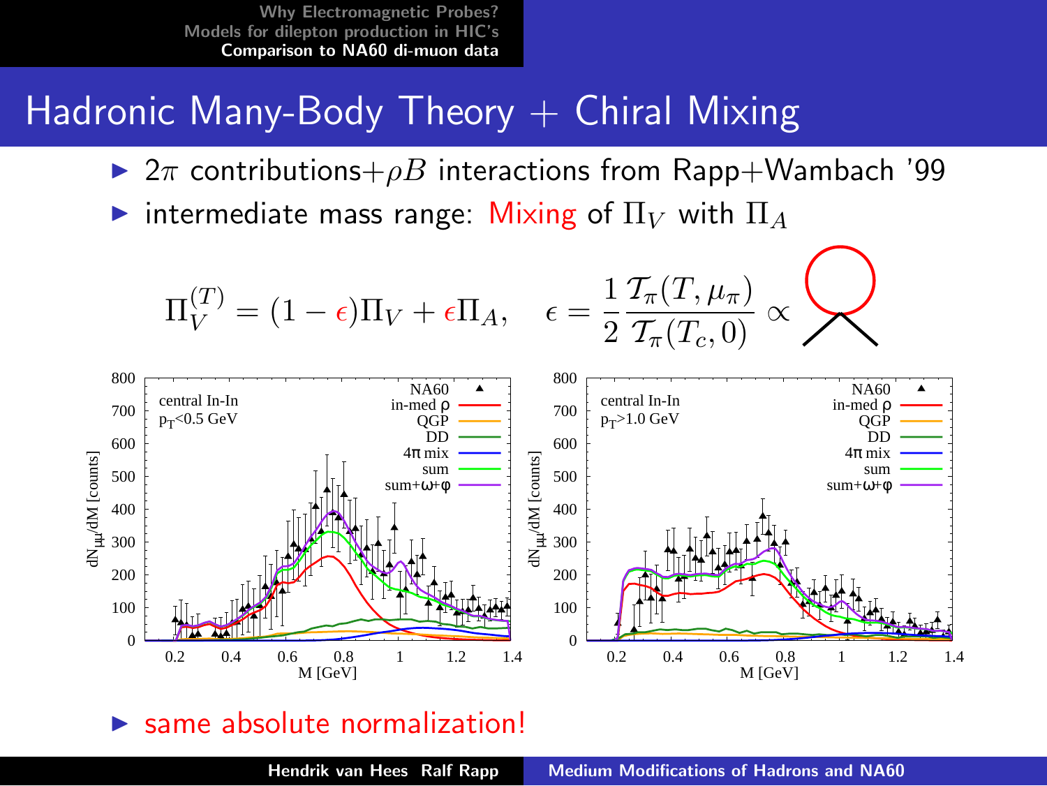# Hadronic Many-Body Theory + Chiral Mixing

- $2\pi$ contributions$+\rho B$ interactions from Rapp+Wambach '99
- intermediate mass range: Mixing of $\Pi_V$ with $\Pi_A$

$$\Pi_V^{(T)} = (1-\epsilon)\Pi_V + \epsilon \Pi_A, \quad \epsilon = \frac{1}{2}\frac{\mathcal{T}_\pi(T,\mu_\pi)}{\mathcal{T}_\pi(T_c,0)} \propto$$

- same absolute normalization!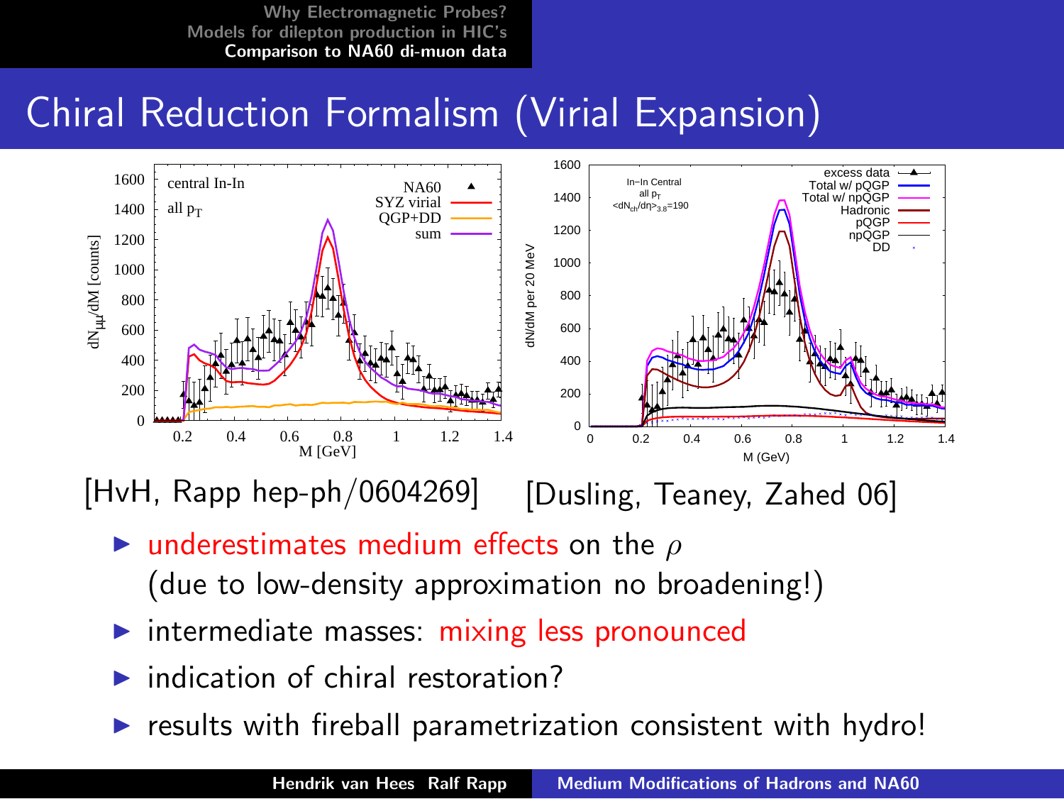# Chiral Reduction Formalism (Virial Expansion)

[HvH, Rapp hep-ph/0604269] [Dusling, Teaney, Zahed 06]

- underestimates medium effects on the $\rho$ (due to low-density approximation no broadening!)
- intermediate masses: mixing less pronounced
- indication of chiral restoration?
- results with fireball parametrization consistent with hydro!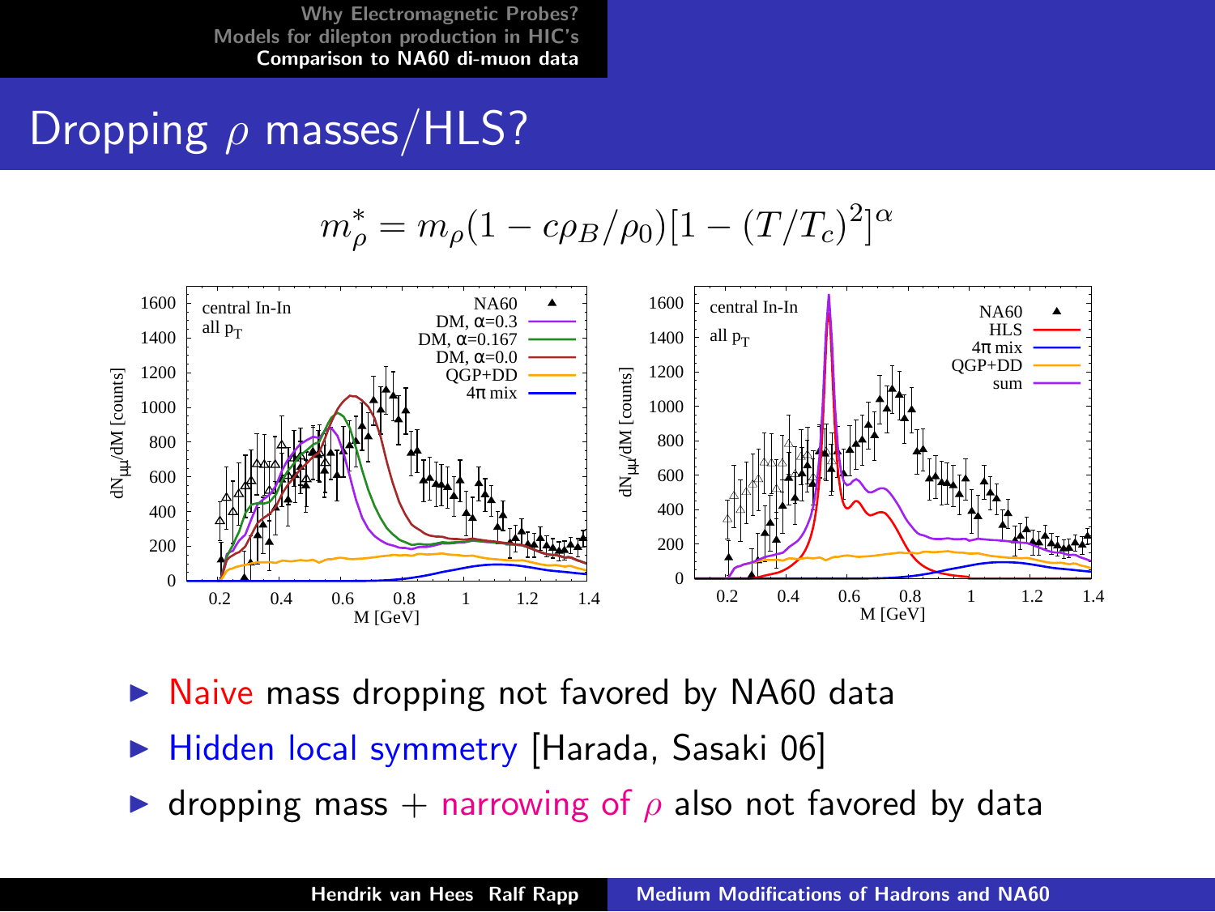# Dropping $\rho$ masses/HLS?

$$m_\rho^* = m_\rho(1 - c\rho_B/\rho_0)[1 - (T/T_c)^2]^\alpha$$

- Naive mass dropping not favored by NA60 data
- Hidden local symmetry [Harada, Sasaki 06]
- dropping mass + narrowing of $\rho$ also not favored by data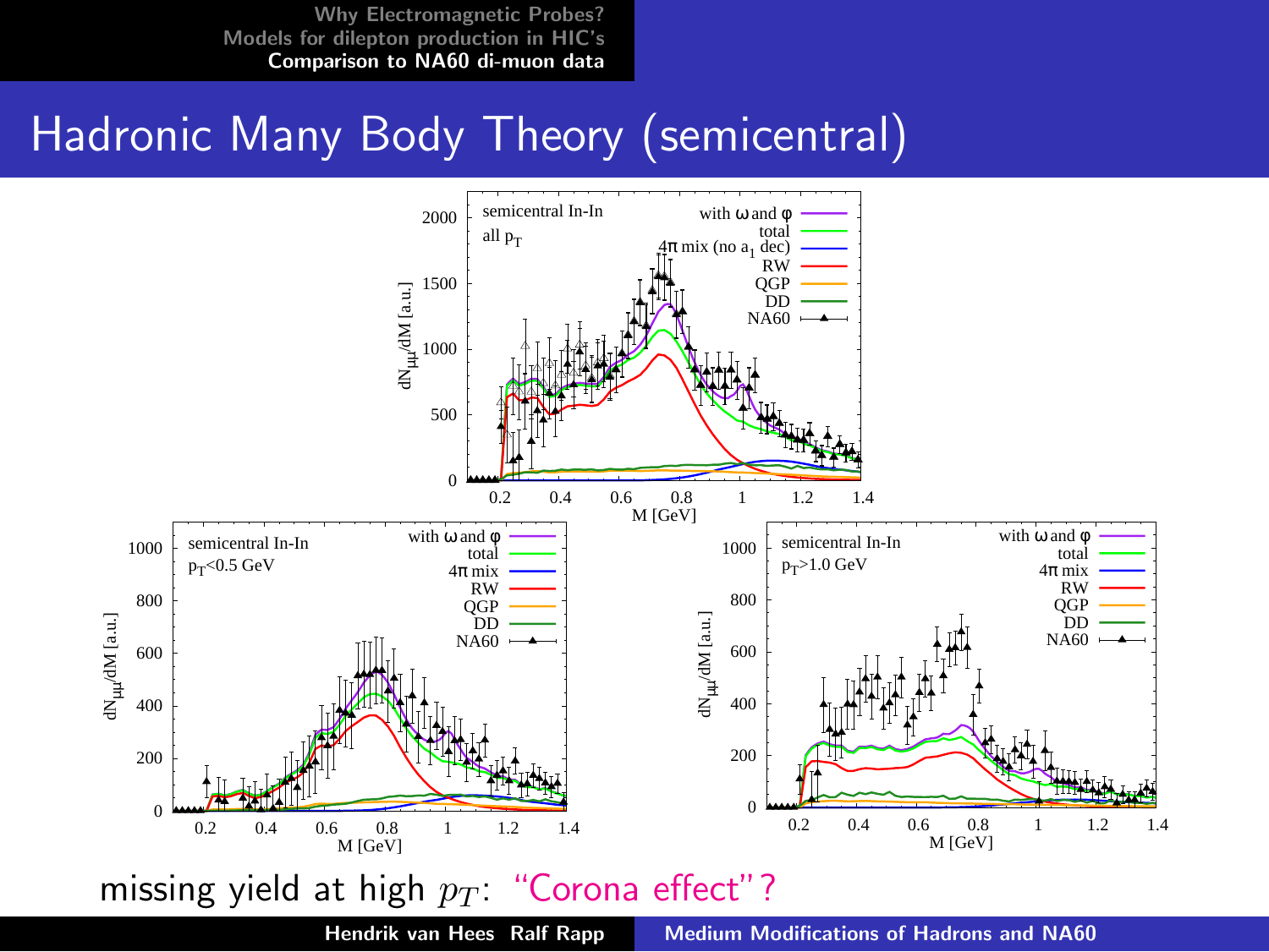# Hadronic Many Body Theory (semicentral)

missing yield at high $p_T$: "Corona effect"?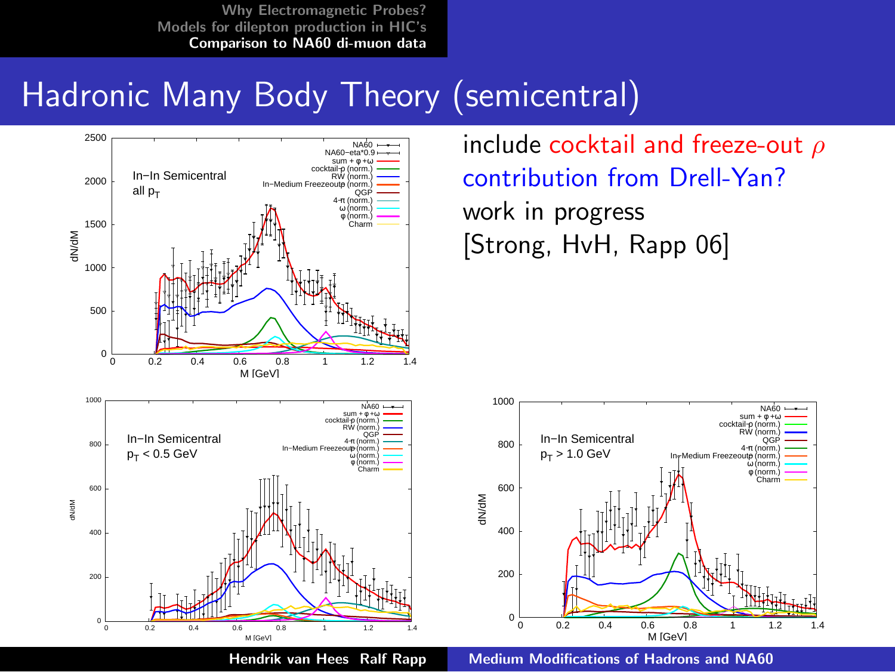# Hadronic Many Body Theory (semicentral)

include cocktail and freeze-out $\rho$

contribution from Drell-Yan?

work in progress

[Strong, HvH, Rapp 06]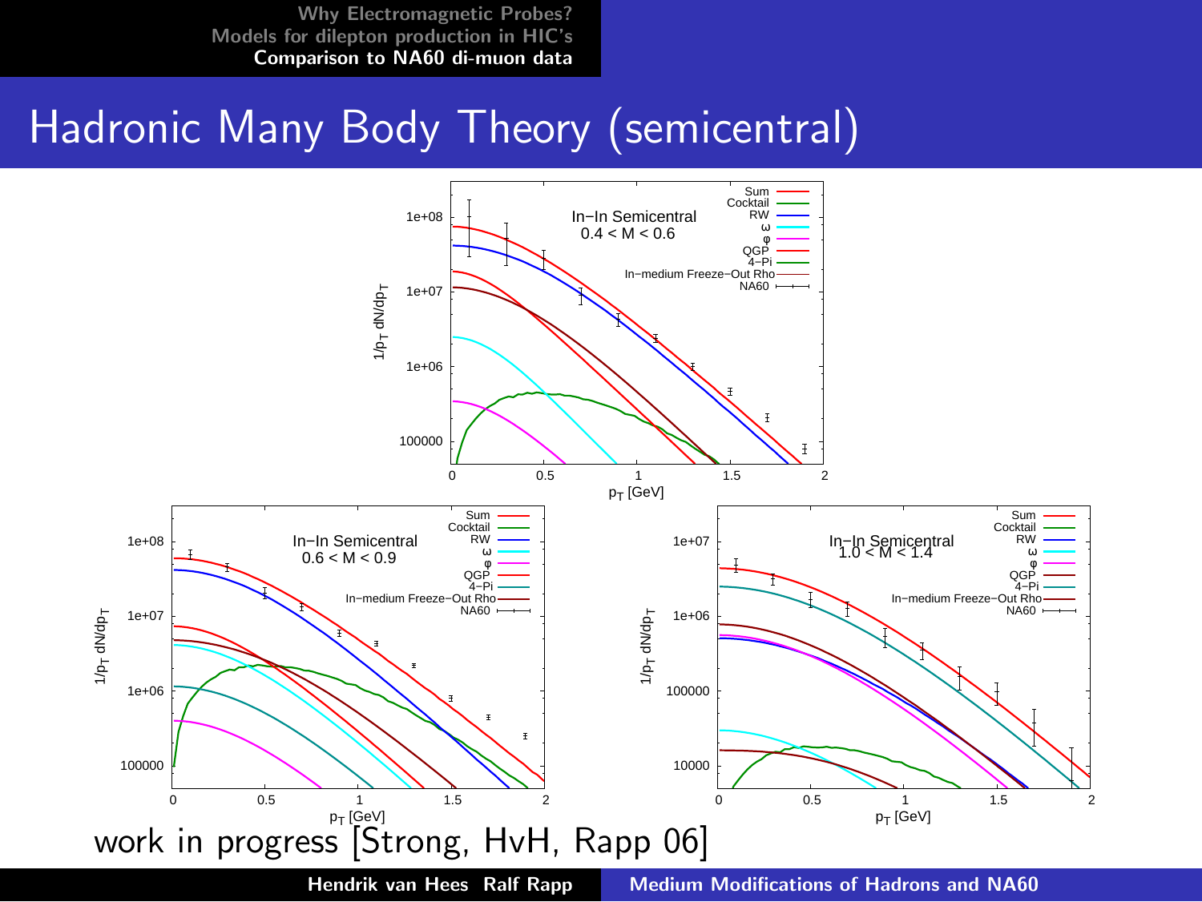# Hadronic Many Body Theory (semicentral)

work in progress [Strong, HvH, Rapp 06]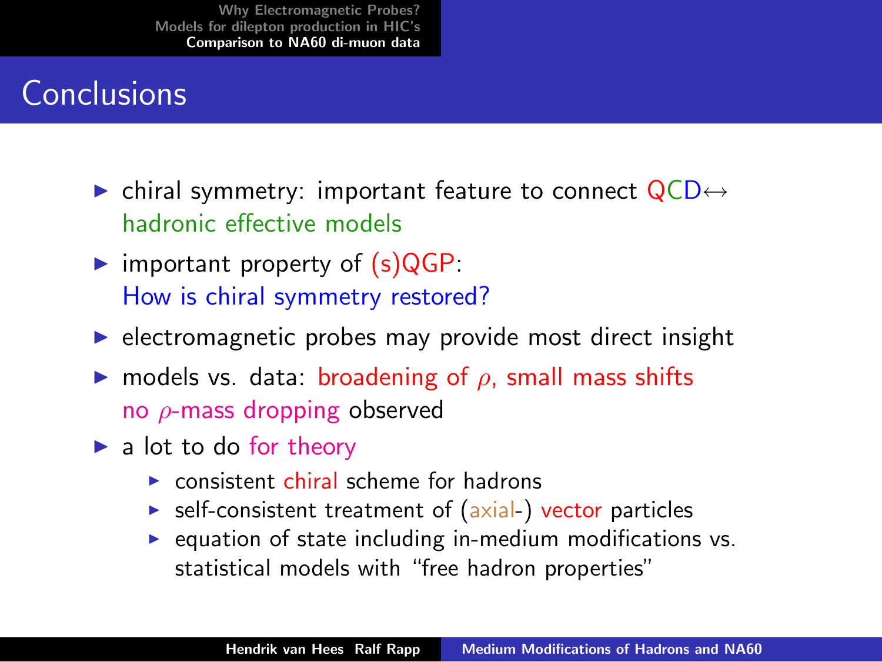# Conclusions

- chiral symmetry: important feature to connect QCD$\leftrightarrow$ hadronic effective models
- important property of (s)QGP: How is chiral symmetry restored?
- electromagnetic probes may provide most direct insight
- models vs. data: broadening of $\rho$, small mass shifts no $\rho$-mass dropping observed
- a lot to do for theory
  - consistent chiral scheme for hadrons
  - self-consistent treatment of (axial-) vector particles
  - equation of state including in-medium modifications vs. statistical models with "free hadron properties"